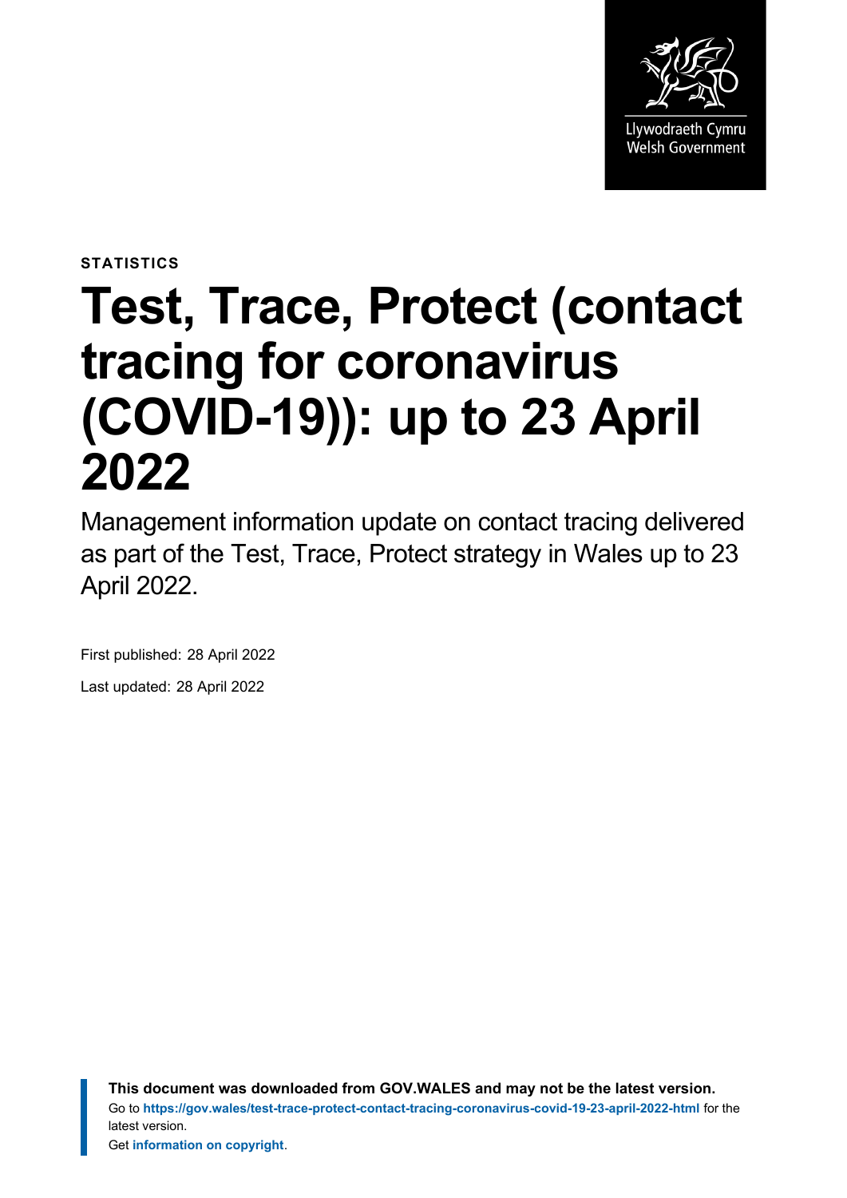Llywodraeth Cymru
Welsh Government

STATISTICS

# Test, Trace, Protect (contact tracing for coronavirus (COVID-19)): up to 23 April 2022

Management information update on contact tracing delivered as part of the Test, Trace, Protect strategy in Wales up to 23 April 2022.

First published: 28 April 2022

Last updated: 28 April 2022

**This document was downloaded from GOV.WALES and may not be the latest version.**
Go to **https://gov.wales/test-trace-protect-contact-tracing-coronavirus-covid-19-23-april-2022-html** for the latest version.
Get **information on copyright**.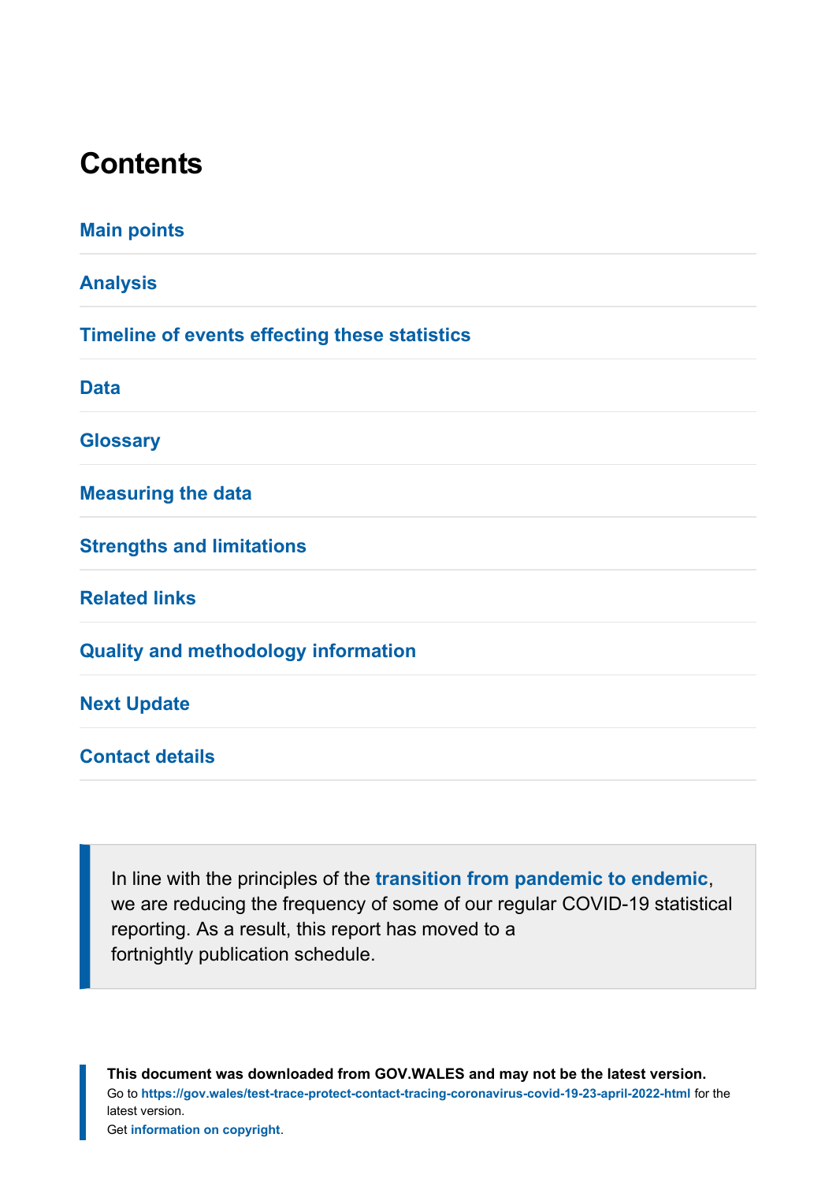## Contents

- Main points
- Analysis
- Timeline of events effecting these statistics
- Data
- Glossary
- Measuring the data
- Strengths and limitations
- Related links
- Quality and methodology information
- Next Update
- Contact details

In line with the principles of the transition from pandemic to endemic, we are reducing the frequency of some of our regular COVID-19 statistical reporting. As a result, this report has moved to a fortnightly publication schedule.

**This document was downloaded from GOV.WALES and may not be the latest version.**
Go to https://gov.wales/test-trace-protect-contact-tracing-coronavirus-covid-19-23-april-2022-html for the latest version.
Get information on copyright.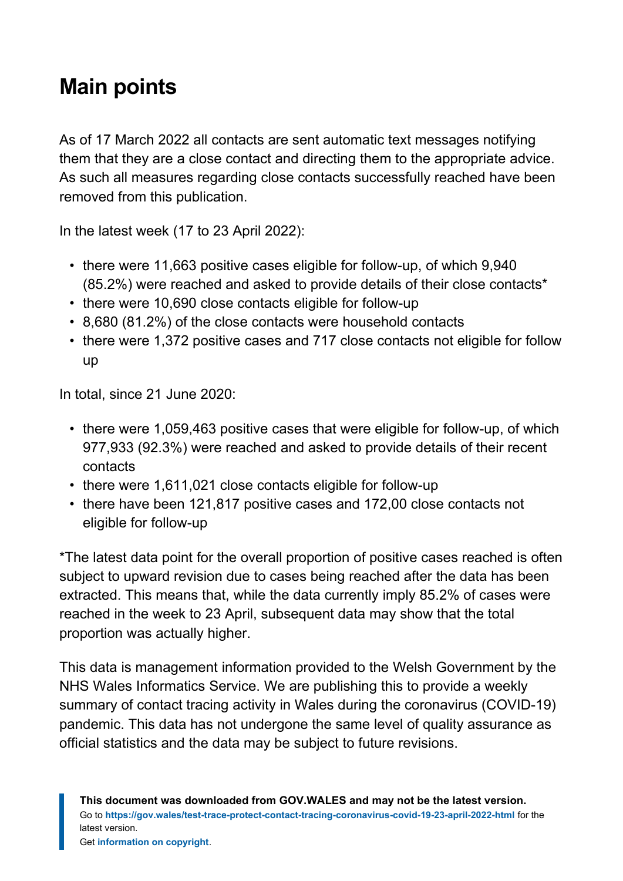# Main points

As of 17 March 2022 all contacts are sent automatic text messages notifying them that they are a close contact and directing them to the appropriate advice. As such all measures regarding close contacts successfully reached have been removed from this publication.

In the latest week (17 to 23 April 2022):

- there were 11,663 positive cases eligible for follow-up, of which 9,940 (85.2%) were reached and asked to provide details of their close contacts*
- there were 10,690 close contacts eligible for follow-up
- 8,680 (81.2%) of the close contacts were household contacts
- there were 1,372 positive cases and 717 close contacts not eligible for follow up

In total, since 21 June 2020:

- there were 1,059,463 positive cases that were eligible for follow-up, of which 977,933 (92.3%) were reached and asked to provide details of their recent contacts
- there were 1,611,021 close contacts eligible for follow-up
- there have been 121,817 positive cases and 172,00 close contacts not eligible for follow-up

*The latest data point for the overall proportion of positive cases reached is often subject to upward revision due to cases being reached after the data has been extracted. This means that, while the data currently imply 85.2% of cases were reached in the week to 23 April, subsequent data may show that the total proportion was actually higher.

This data is management information provided to the Welsh Government by the NHS Wales Informatics Service. We are publishing this to provide a weekly summary of contact tracing activity in Wales during the coronavirus (COVID-19) pandemic. This data has not undergone the same level of quality assurance as official statistics and the data may be subject to future revisions.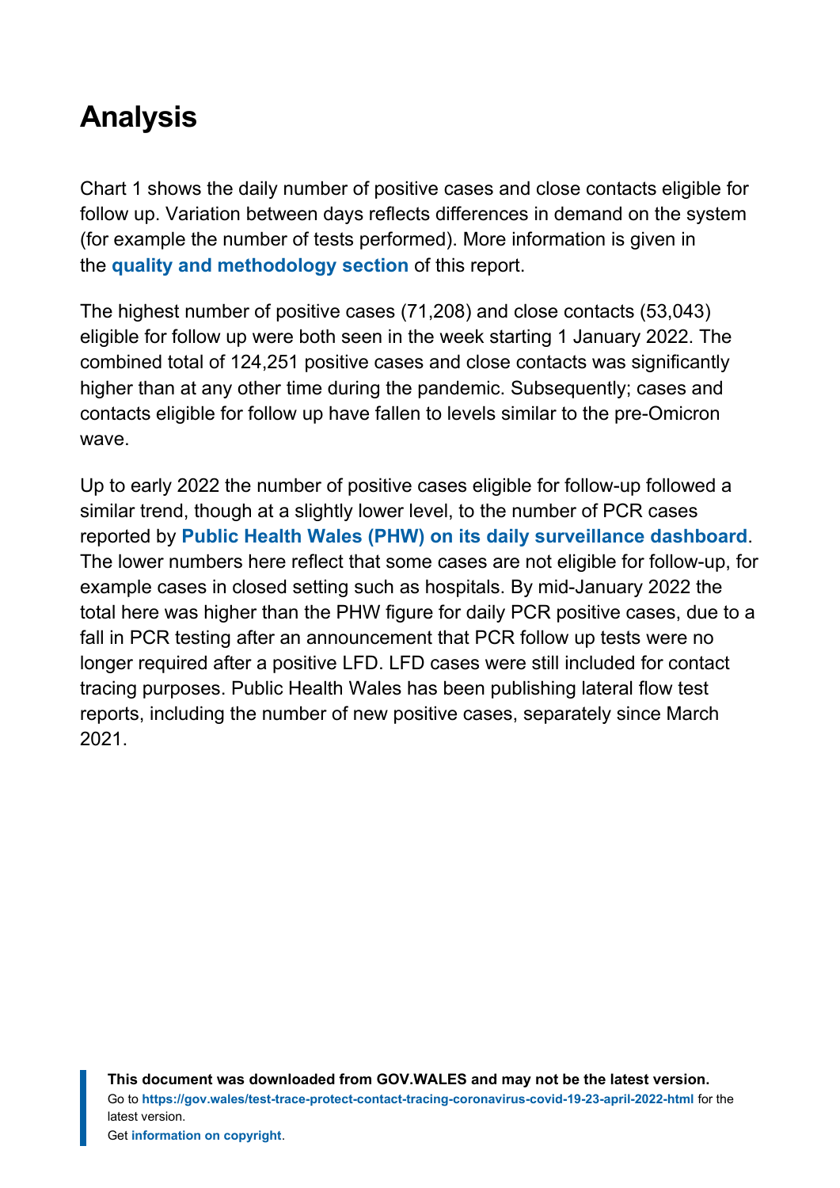# Analysis

Chart 1 shows the daily number of positive cases and close contacts eligible for follow up. Variation between days reflects differences in demand on the system (for example the number of tests performed). More information is given in the **quality and methodology section** of this report.

The highest number of positive cases (71,208) and close contacts (53,043) eligible for follow up were both seen in the week starting 1 January 2022. The combined total of 124,251 positive cases and close contacts was significantly higher than at any other time during the pandemic. Subsequently; cases and contacts eligible for follow up have fallen to levels similar to the pre-Omicron wave.

Up to early 2022 the number of positive cases eligible for follow-up followed a similar trend, though at a slightly lower level, to the number of PCR cases reported by **Public Health Wales (PHW) on its daily surveillance dashboard**. The lower numbers here reflect that some cases are not eligible for follow-up, for example cases in closed setting such as hospitals. By mid-January 2022 the total here was higher than the PHW figure for daily PCR positive cases, due to a fall in PCR testing after an announcement that PCR follow up tests were no longer required after a positive LFD. LFD cases were still included for contact tracing purposes. Public Health Wales has been publishing lateral flow test reports, including the number of new positive cases, separately since March 2021.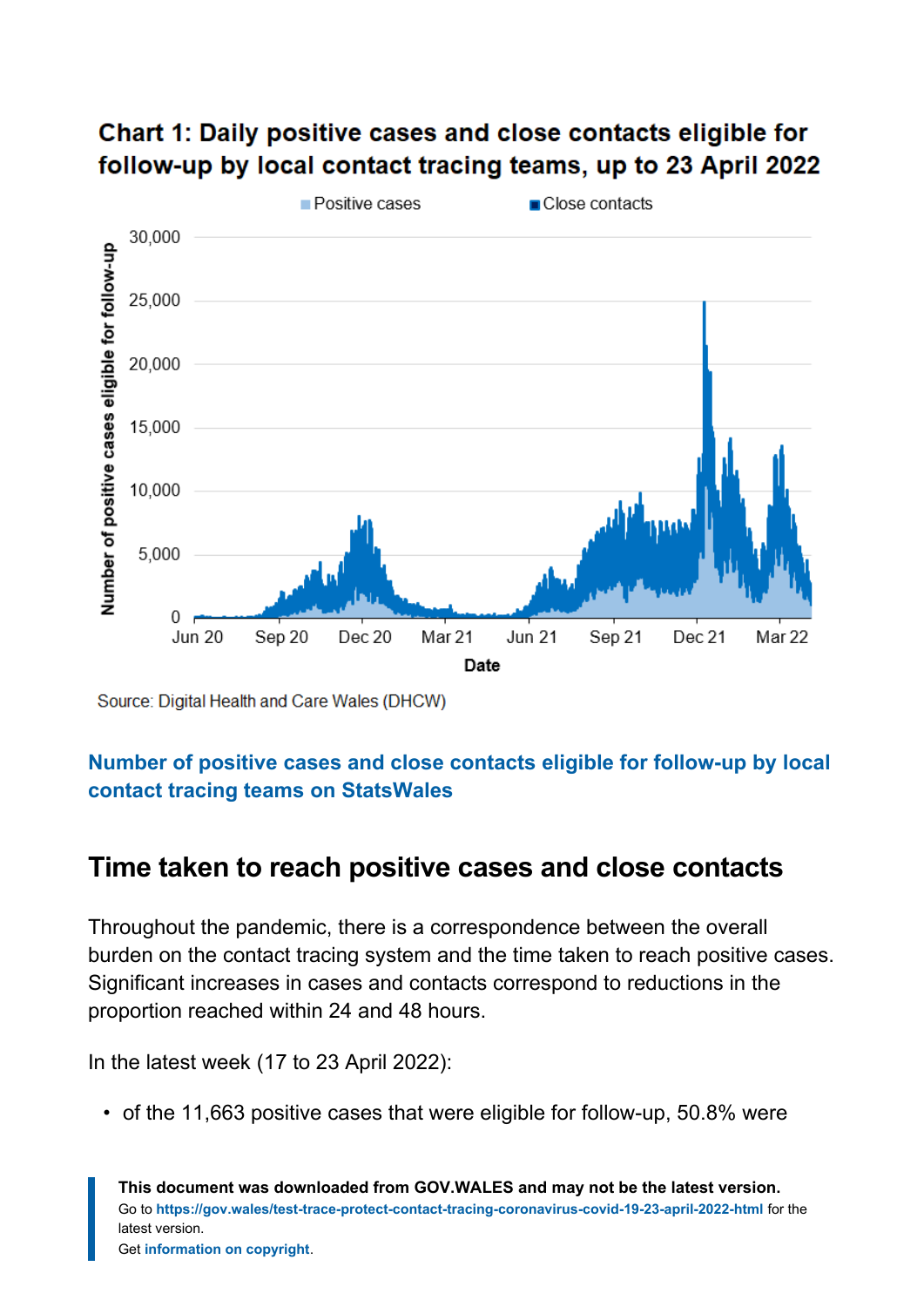**Chart 1: Daily positive cases and close contacts eligible for follow-up by local contact tracing teams, up to 23 April 2022**

Source: Digital Health and Care Wales (DHCW)

[Number of positive cases and close contacts eligible for follow-up by local contact tracing teams on StatsWales]

## Time taken to reach positive cases and close contacts

Throughout the pandemic, there is a correspondence between the overall burden on the contact tracing system and the time taken to reach positive cases. Significant increases in cases and contacts correspond to reductions in the proportion reached within 24 and 48 hours.

In the latest week (17 to 23 April 2022):

- of the 11,663 positive cases that were eligible for follow-up, 50.8% were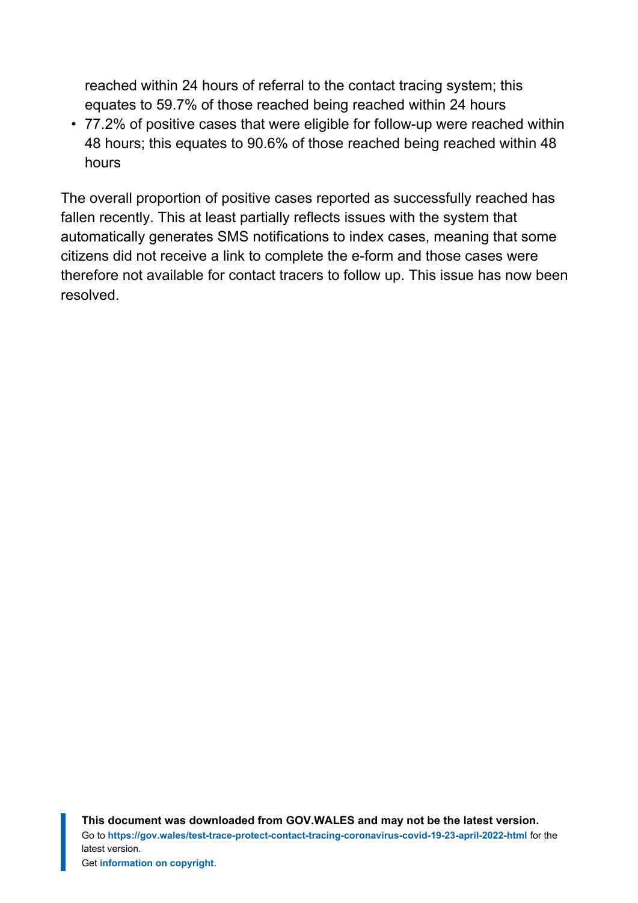reached within 24 hours of referral to the contact tracing system; this equates to 59.7% of those reached being reached within 24 hours

- 77.2% of positive cases that were eligible for follow-up were reached within 48 hours; this equates to 90.6% of those reached being reached within 48 hours

The overall proportion of positive cases reported as successfully reached has fallen recently. This at least partially reflects issues with the system that automatically generates SMS notifications to index cases, meaning that some citizens did not receive a link to complete the e-form and those cases were therefore not available for contact tracers to follow up. This issue has now been resolved.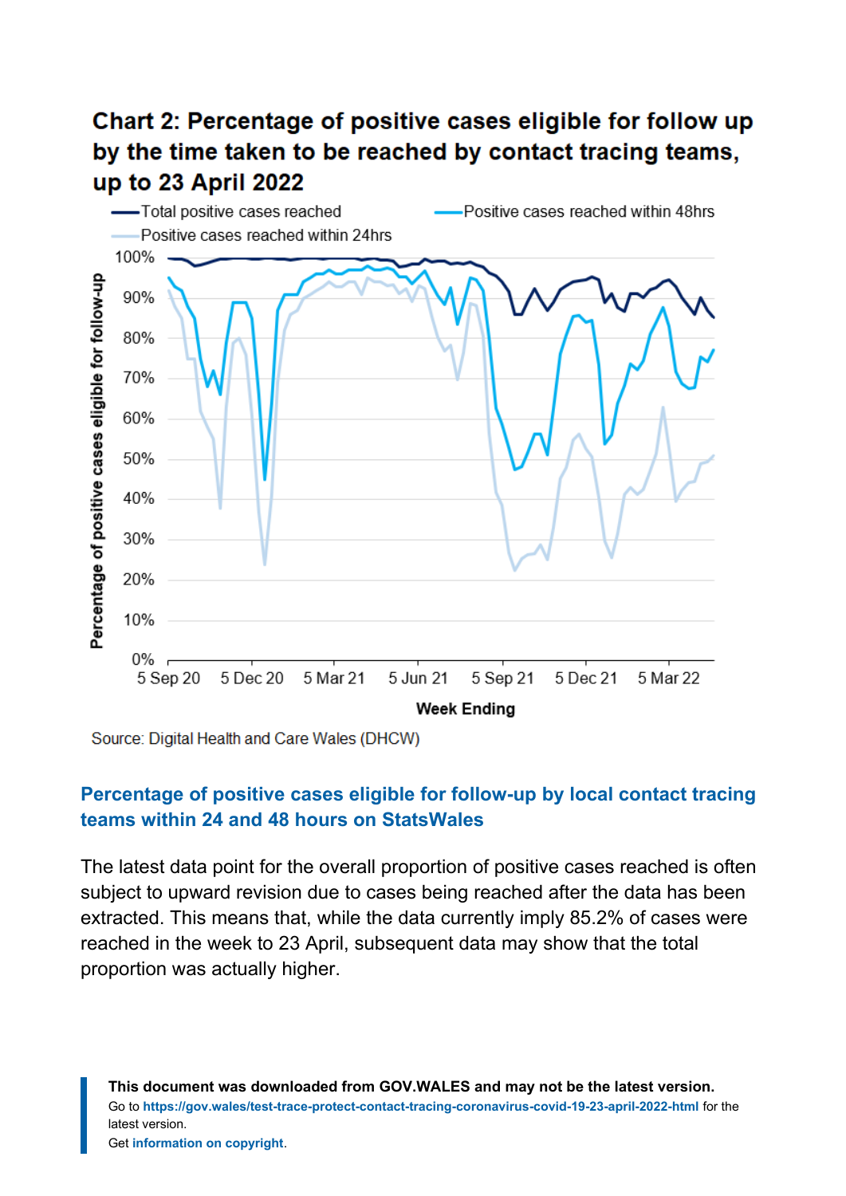## Chart 2: Percentage of positive cases eligible for follow up by the time taken to be reached by contact tracing teams, up to 23 April 2022

Source: Digital Health and Care Wales (DHCW)

**Percentage of positive cases eligible for follow-up by local contact tracing teams within 24 and 48 hours on StatsWales**

The latest data point for the overall proportion of positive cases reached is often subject to upward revision due to cases being reached after the data has been extracted. This means that, while the data currently imply 85.2% of cases were reached in the week to 23 April, subsequent data may show that the total proportion was actually higher.

**This document was downloaded from GOV.WALES and may not be the latest version.**
Go to **https://gov.wales/test-trace-protect-contact-tracing-coronavirus-covid-19-23-april-2022-html** for the latest version.
Get **information on copyright**.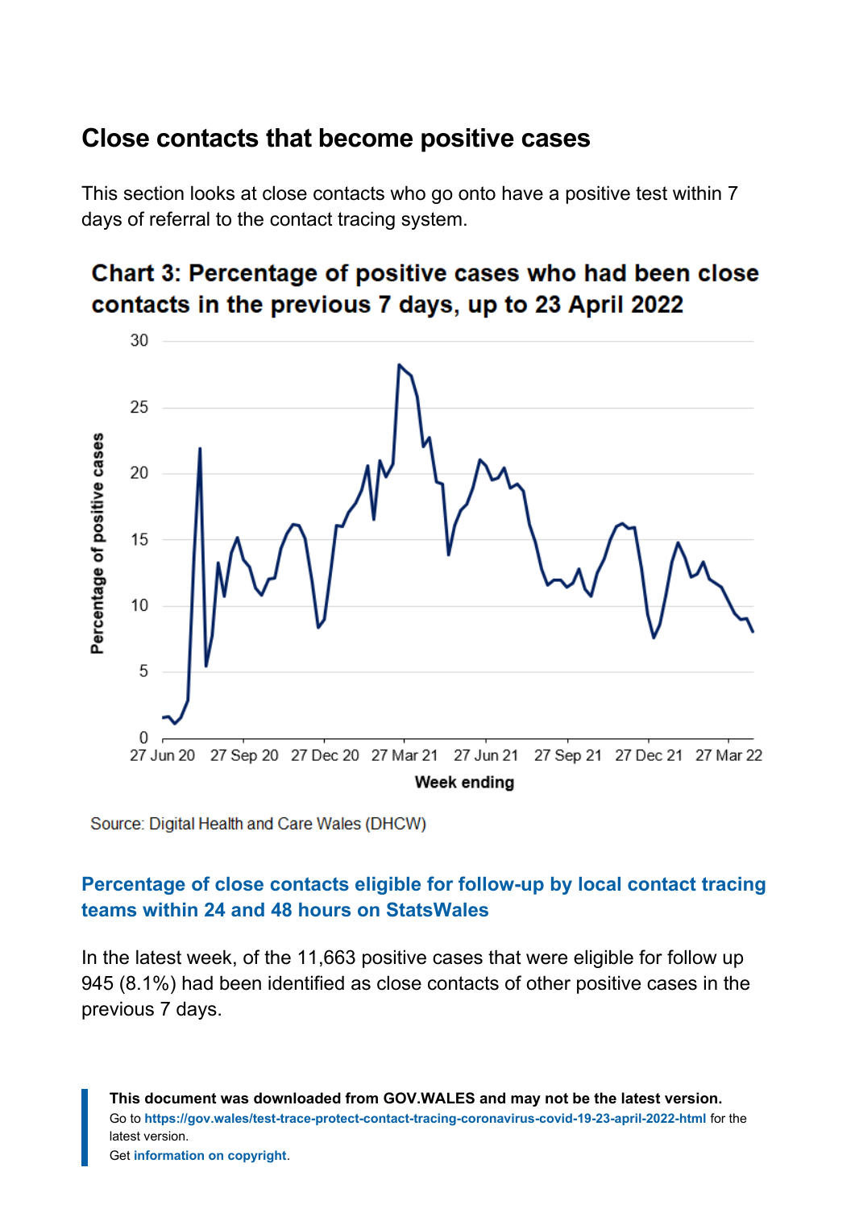## Close contacts that become positive cases

This section looks at close contacts who go onto have a positive test within 7 days of referral to the contact tracing system.

**Chart 3: Percentage of positive cases who had been close contacts in the previous 7 days, up to 23 April 2022**

Source: Digital Health and Care Wales (DHCW)

### Percentage of close contacts eligible for follow-up by local contact tracing teams within 24 and 48 hours on StatsWales

In the latest week, of the 11,663 positive cases that were eligible for follow up 945 (8.1%) had been identified as close contacts of other positive cases in the previous 7 days.

**This document was downloaded from GOV.WALES and may not be the latest version.**
Go to **https://gov.wales/test-trace-protect-contact-tracing-coronavirus-covid-19-23-april-2022-html** for the latest version.
Get **information on copyright**.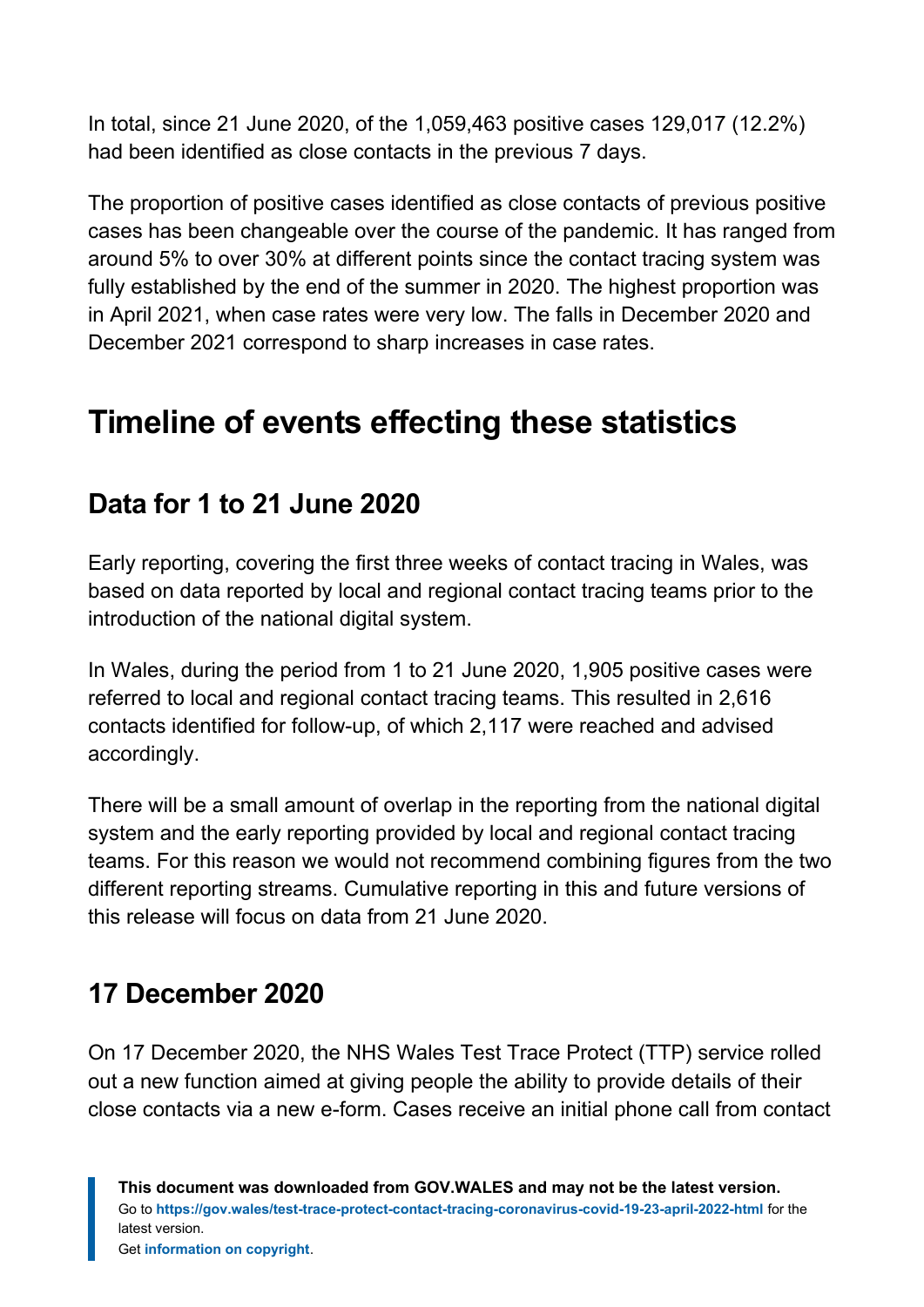In total, since 21 June 2020, of the 1,059,463 positive cases 129,017 (12.2%) had been identified as close contacts in the previous 7 days.

The proportion of positive cases identified as close contacts of previous positive cases has been changeable over the course of the pandemic. It has ranged from around 5% to over 30% at different points since the contact tracing system was fully established by the end of the summer in 2020. The highest proportion was in April 2021, when case rates were very low. The falls in December 2020 and December 2021 correspond to sharp increases in case rates.

## Timeline of events effecting these statistics

### Data for 1 to 21 June 2020

Early reporting, covering the first three weeks of contact tracing in Wales, was based on data reported by local and regional contact tracing teams prior to the introduction of the national digital system.

In Wales, during the period from 1 to 21 June 2020, 1,905 positive cases were referred to local and regional contact tracing teams. This resulted in 2,616 contacts identified for follow-up, of which 2,117 were reached and advised accordingly.

There will be a small amount of overlap in the reporting from the national digital system and the early reporting provided by local and regional contact tracing teams. For this reason we would not recommend combining figures from the two different reporting streams. Cumulative reporting in this and future versions of this release will focus on data from 21 June 2020.

### 17 December 2020

On 17 December 2020, the NHS Wales Test Trace Protect (TTP) service rolled out a new function aimed at giving people the ability to provide details of their close contacts via a new e-form. Cases receive an initial phone call from contact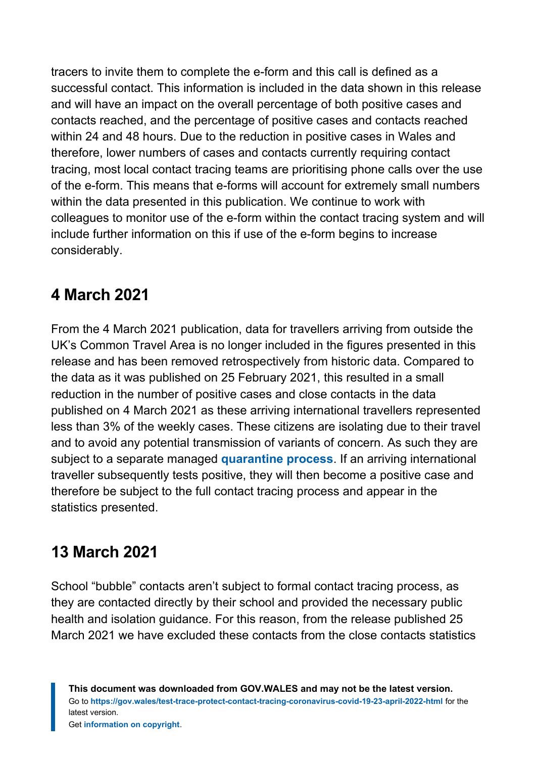tracers to invite them to complete the e-form and this call is defined as a successful contact. This information is included in the data shown in this release and will have an impact on the overall percentage of both positive cases and contacts reached, and the percentage of positive cases and contacts reached within 24 and 48 hours. Due to the reduction in positive cases in Wales and therefore, lower numbers of cases and contacts currently requiring contact tracing, most local contact tracing teams are prioritising phone calls over the use of the e-form. This means that e-forms will account for extremely small numbers within the data presented in this publication. We continue to work with colleagues to monitor use of the e-form within the contact tracing system and will include further information on this if use of the e-form begins to increase considerably.

## 4 March 2021

From the 4 March 2021 publication, data for travellers arriving from outside the UK's Common Travel Area is no longer included in the figures presented in this release and has been removed retrospectively from historic data. Compared to the data as it was published on 25 February 2021, this resulted in a small reduction in the number of positive cases and close contacts in the data published on 4 March 2021 as these arriving international travellers represented less than 3% of the weekly cases. These citizens are isolating due to their travel and to avoid any potential transmission of variants of concern. As such they are subject to a separate managed **quarantine process**. If an arriving international traveller subsequently tests positive, they will then become a positive case and therefore be subject to the full contact tracing process and appear in the statistics presented.

## 13 March 2021

School "bubble" contacts aren't subject to formal contact tracing process, as they are contacted directly by their school and provided the necessary public health and isolation guidance. For this reason, from the release published 25 March 2021 we have excluded these contacts from the close contacts statistics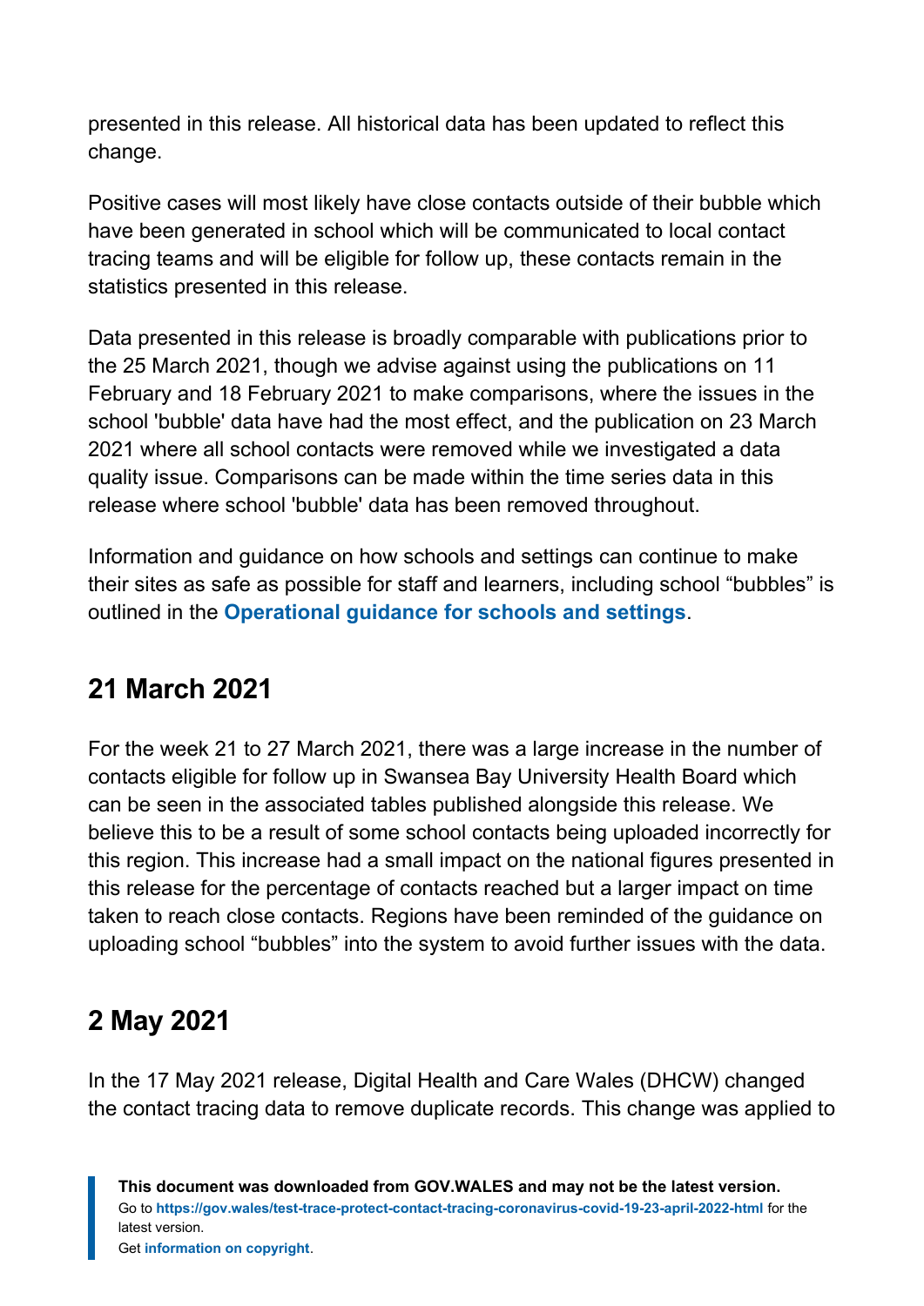presented in this release. All historical data has been updated to reflect this change.

Positive cases will most likely have close contacts outside of their bubble which have been generated in school which will be communicated to local contact tracing teams and will be eligible for follow up, these contacts remain in the statistics presented in this release.

Data presented in this release is broadly comparable with publications prior to the 25 March 2021, though we advise against using the publications on 11 February and 18 February 2021 to make comparisons, where the issues in the school 'bubble' data have had the most effect, and the publication on 23 March 2021 where all school contacts were removed while we investigated a data quality issue. Comparisons can be made within the time series data in this release where school 'bubble' data has been removed throughout.

Information and guidance on how schools and settings can continue to make their sites as safe as possible for staff and learners, including school "bubbles" is outlined in the **Operational guidance for schools and settings**.

## 21 March 2021

For the week 21 to 27 March 2021, there was a large increase in the number of contacts eligible for follow up in Swansea Bay University Health Board which can be seen in the associated tables published alongside this release. We believe this to be a result of some school contacts being uploaded incorrectly for this region. This increase had a small impact on the national figures presented in this release for the percentage of contacts reached but a larger impact on time taken to reach close contacts. Regions have been reminded of the guidance on uploading school "bubbles" into the system to avoid further issues with the data.

## 2 May 2021

In the 17 May 2021 release, Digital Health and Care Wales (DHCW) changed the contact tracing data to remove duplicate records. This change was applied to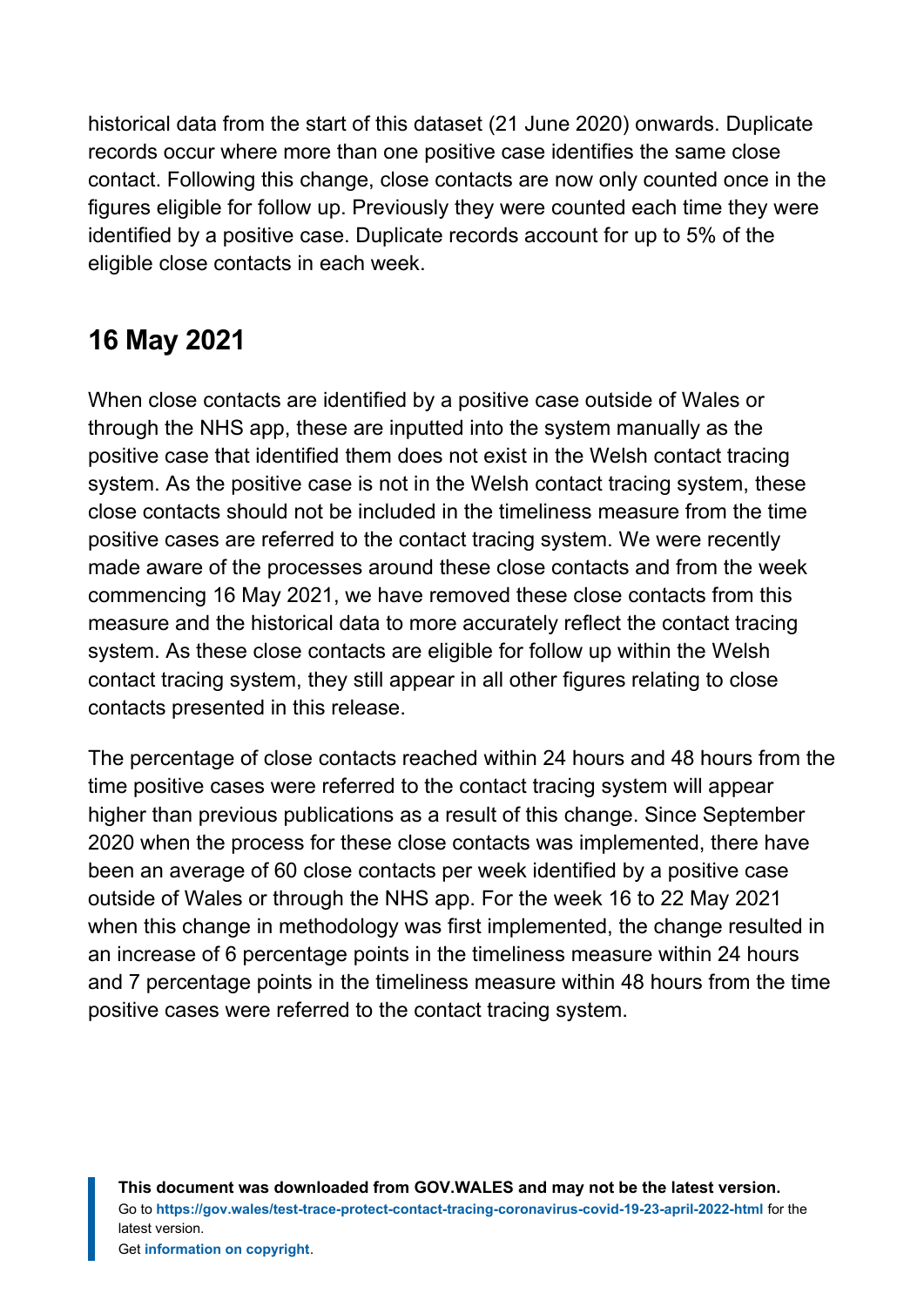historical data from the start of this dataset (21 June 2020) onwards. Duplicate records occur where more than one positive case identifies the same close contact. Following this change, close contacts are now only counted once in the figures eligible for follow up. Previously they were counted each time they were identified by a positive case. Duplicate records account for up to 5% of the eligible close contacts in each week.

## 16 May 2021

When close contacts are identified by a positive case outside of Wales or through the NHS app, these are inputted into the system manually as the positive case that identified them does not exist in the Welsh contact tracing system. As the positive case is not in the Welsh contact tracing system, these close contacts should not be included in the timeliness measure from the time positive cases are referred to the contact tracing system. We were recently made aware of the processes around these close contacts and from the week commencing 16 May 2021, we have removed these close contacts from this measure and the historical data to more accurately reflect the contact tracing system. As these close contacts are eligible for follow up within the Welsh contact tracing system, they still appear in all other figures relating to close contacts presented in this release.

The percentage of close contacts reached within 24 hours and 48 hours from the time positive cases were referred to the contact tracing system will appear higher than previous publications as a result of this change. Since September 2020 when the process for these close contacts was implemented, there have been an average of 60 close contacts per week identified by a positive case outside of Wales or through the NHS app. For the week 16 to 22 May 2021 when this change in methodology was first implemented, the change resulted in an increase of 6 percentage points in the timeliness measure within 24 hours and 7 percentage points in the timeliness measure within 48 hours from the time positive cases were referred to the contact tracing system.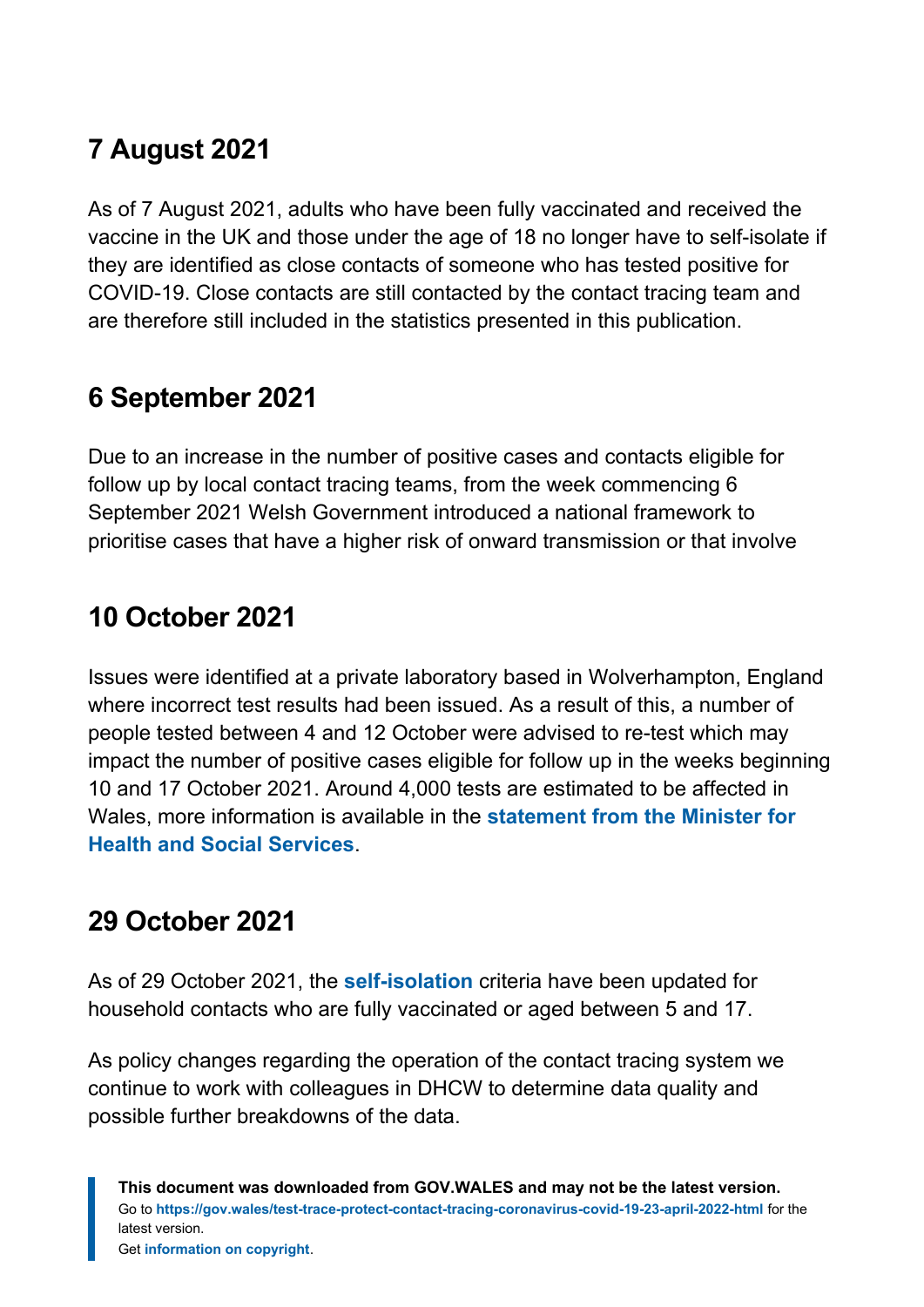## 7 August 2021

As of 7 August 2021, adults who have been fully vaccinated and received the vaccine in the UK and those under the age of 18 no longer have to self-isolate if they are identified as close contacts of someone who has tested positive for COVID-19. Close contacts are still contacted by the contact tracing team and are therefore still included in the statistics presented in this publication.

## 6 September 2021

Due to an increase in the number of positive cases and contacts eligible for follow up by local contact tracing teams, from the week commencing 6 September 2021 Welsh Government introduced a national framework to prioritise cases that have a higher risk of onward transmission or that involve

## 10 October 2021

Issues were identified at a private laboratory based in Wolverhampton, England where incorrect test results had been issued. As a result of this, a number of people tested between 4 and 12 October were advised to re-test which may impact the number of positive cases eligible for follow up in the weeks beginning 10 and 17 October 2021. Around 4,000 tests are estimated to be affected in Wales, more information is available in the **statement from the Minister for Health and Social Services**.

## 29 October 2021

As of 29 October 2021, the **self-isolation** criteria have been updated for household contacts who are fully vaccinated or aged between 5 and 17.

As policy changes regarding the operation of the contact tracing system we continue to work with colleagues in DHCW to determine data quality and possible further breakdowns of the data.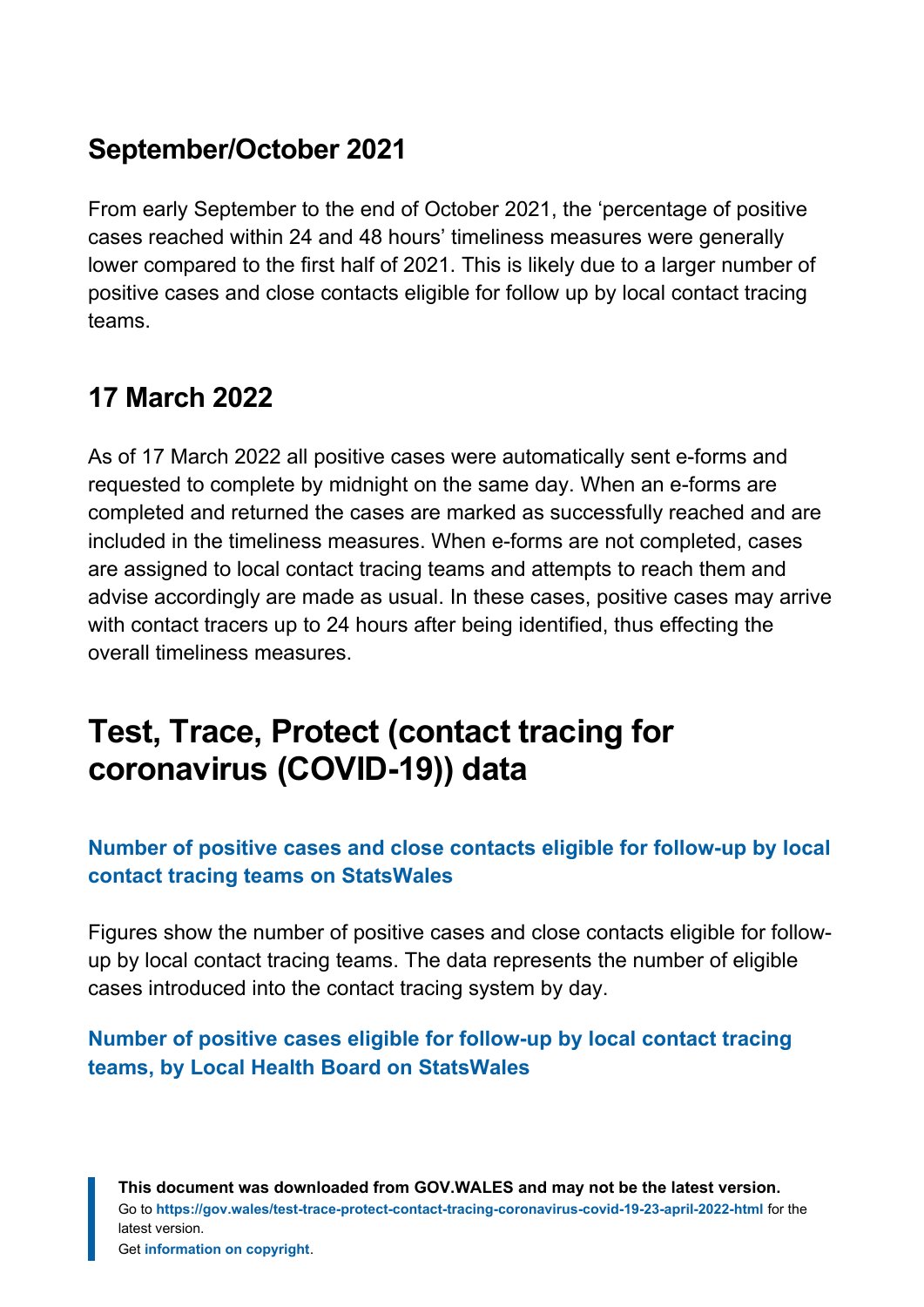### September/October 2021

From early September to the end of October 2021, the 'percentage of positive cases reached within 24 and 48 hours' timeliness measures were generally lower compared to the first half of 2021. This is likely due to a larger number of positive cases and close contacts eligible for follow up by local contact tracing teams.

### 17 March 2022

As of 17 March 2022 all positive cases were automatically sent e-forms and requested to complete by midnight on the same day. When an e-forms are completed and returned the cases are marked as successfully reached and are included in the timeliness measures. When e-forms are not completed, cases are assigned to local contact tracing teams and attempts to reach them and advise accordingly are made as usual. In these cases, positive cases may arrive with contact tracers up to 24 hours after being identified, thus effecting the overall timeliness measures.

## Test, Trace, Protect (contact tracing for coronavirus (COVID-19)) data

#### Number of positive cases and close contacts eligible for follow-up by local contact tracing teams on StatsWales

Figures show the number of positive cases and close contacts eligible for follow-up by local contact tracing teams. The data represents the number of eligible cases introduced into the contact tracing system by day.

#### Number of positive cases eligible for follow-up by local contact tracing teams, by Local Health Board on StatsWales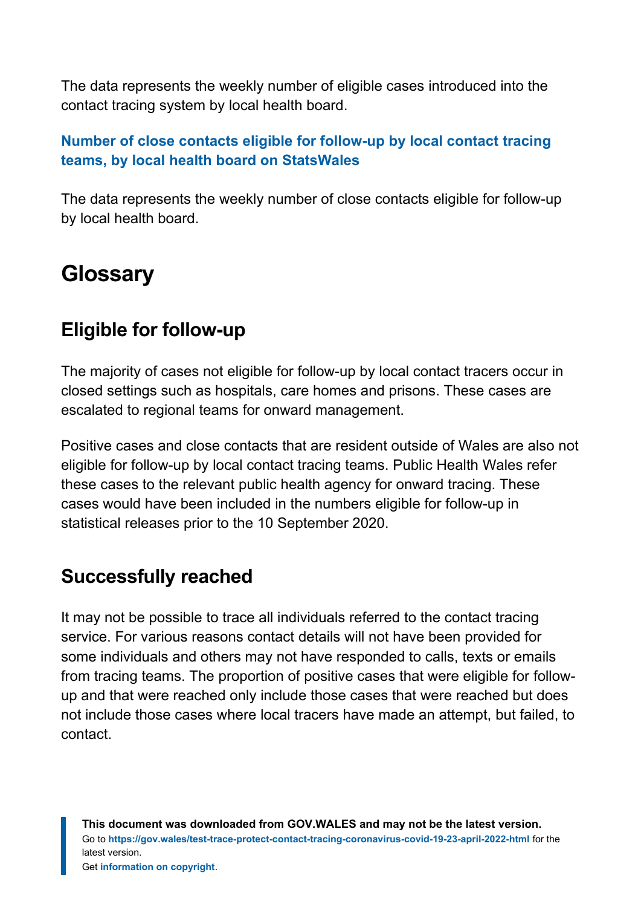The data represents the weekly number of eligible cases introduced into the contact tracing system by local health board.

**Number of close contacts eligible for follow-up by local contact tracing teams, by local health board on StatsWales**

The data represents the weekly number of close contacts eligible for follow-up by local health board.

# Glossary

## Eligible for follow-up

The majority of cases not eligible for follow-up by local contact tracers occur in closed settings such as hospitals, care homes and prisons. These cases are escalated to regional teams for onward management.

Positive cases and close contacts that are resident outside of Wales are also not eligible for follow-up by local contact tracing teams. Public Health Wales refer these cases to the relevant public health agency for onward tracing. These cases would have been included in the numbers eligible for follow-up in statistical releases prior to the 10 September 2020.

## Successfully reached

It may not be possible to trace all individuals referred to the contact tracing service. For various reasons contact details will not have been provided for some individuals and others may not have responded to calls, texts or emails from tracing teams. The proportion of positive cases that were eligible for follow-up and that were reached only include those cases that were reached but does not include those cases where local tracers have made an attempt, but failed, to contact.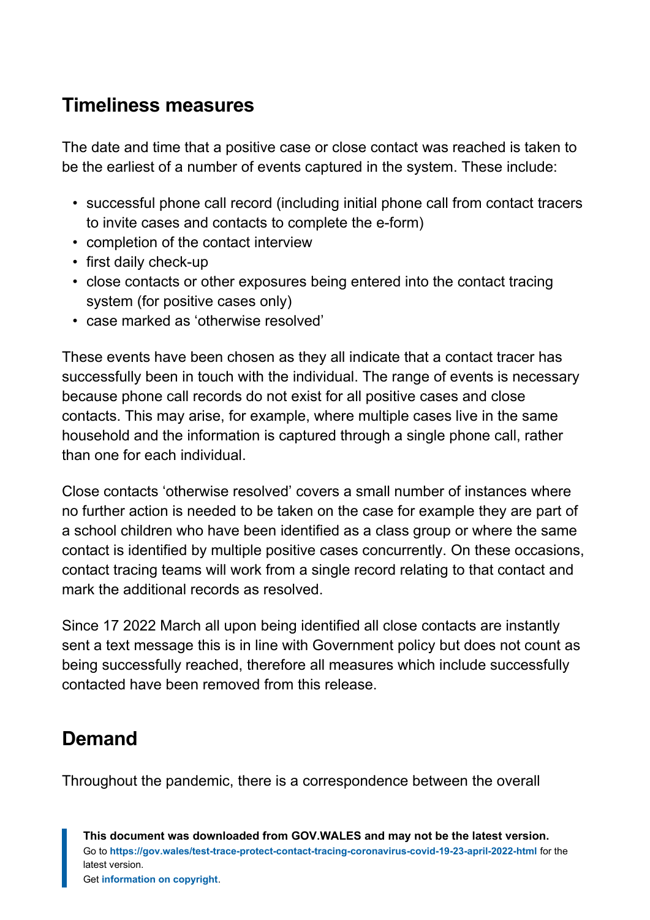## Timeliness measures

The date and time that a positive case or close contact was reached is taken to be the earliest of a number of events captured in the system. These include:

- successful phone call record (including initial phone call from contact tracers to invite cases and contacts to complete the e-form)
- completion of the contact interview
- first daily check-up
- close contacts or other exposures being entered into the contact tracing system (for positive cases only)
- case marked as 'otherwise resolved'

These events have been chosen as they all indicate that a contact tracer has successfully been in touch with the individual. The range of events is necessary because phone call records do not exist for all positive cases and close contacts. This may arise, for example, where multiple cases live in the same household and the information is captured through a single phone call, rather than one for each individual.

Close contacts 'otherwise resolved' covers a small number of instances where no further action is needed to be taken on the case for example they are part of a school children who have been identified as a class group or where the same contact is identified by multiple positive cases concurrently. On these occasions, contact tracing teams will work from a single record relating to that contact and mark the additional records as resolved.

Since 17 2022 March all upon being identified all close contacts are instantly sent a text message this is in line with Government policy but does not count as being successfully reached, therefore all measures which include successfully contacted have been removed from this release.

## Demand

Throughout the pandemic, there is a correspondence between the overall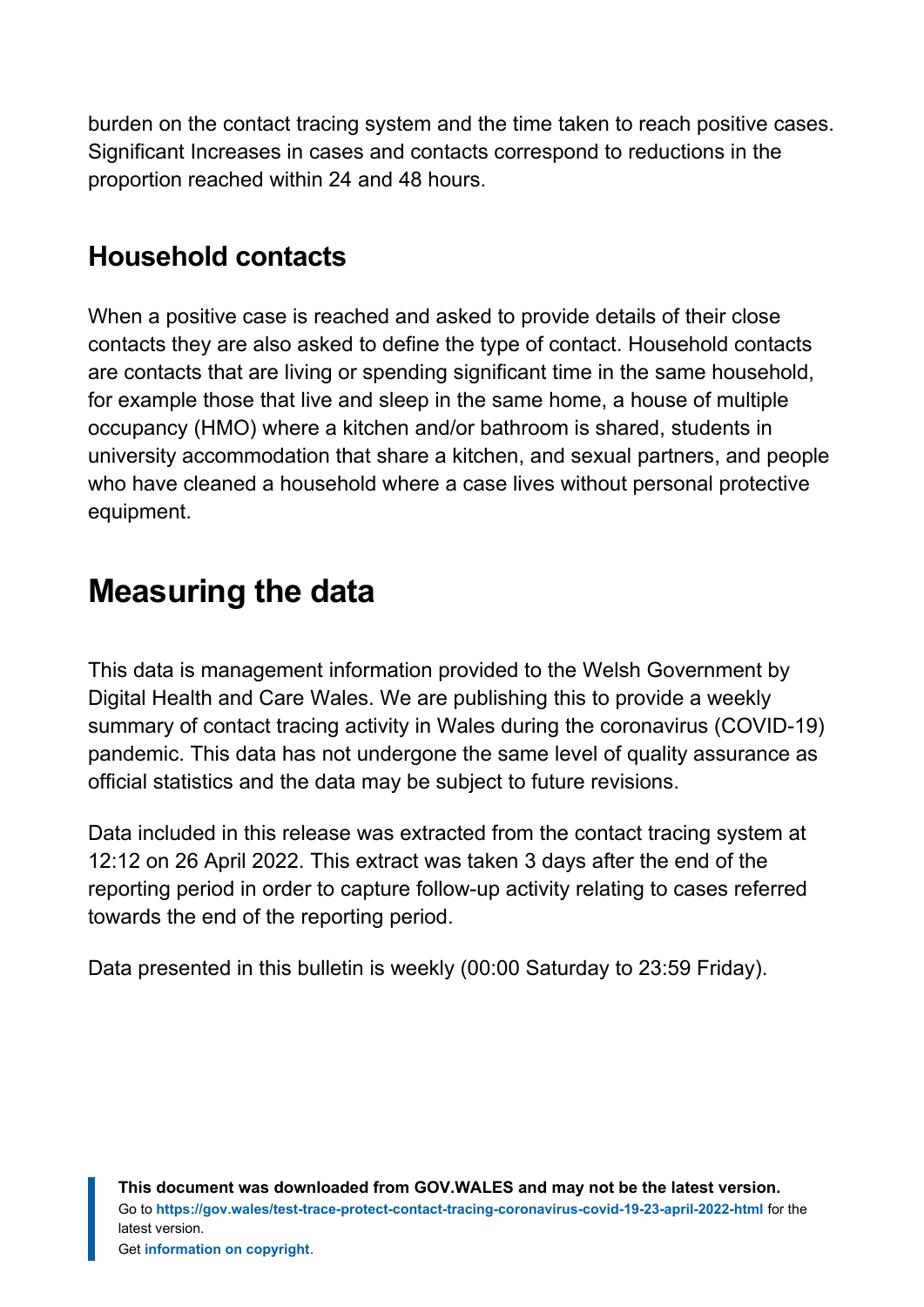burden on the contact tracing system and the time taken to reach positive cases. Significant Increases in cases and contacts correspond to reductions in the proportion reached within 24 and 48 hours.

### Household contacts

When a positive case is reached and asked to provide details of their close contacts they are also asked to define the type of contact. Household contacts are contacts that are living or spending significant time in the same household, for example those that live and sleep in the same home, a house of multiple occupancy (HMO) where a kitchen and/or bathroom is shared, students in university accommodation that share a kitchen, and sexual partners, and people who have cleaned a household where a case lives without personal protective equipment.

## Measuring the data

This data is management information provided to the Welsh Government by Digital Health and Care Wales. We are publishing this to provide a weekly summary of contact tracing activity in Wales during the coronavirus (COVID-19) pandemic. This data has not undergone the same level of quality assurance as official statistics and the data may be subject to future revisions.

Data included in this release was extracted from the contact tracing system at 12:12 on 26 April 2022. This extract was taken 3 days after the end of the reporting period in order to capture follow-up activity relating to cases referred towards the end of the reporting period.

Data presented in this bulletin is weekly (00:00 Saturday to 23:59 Friday).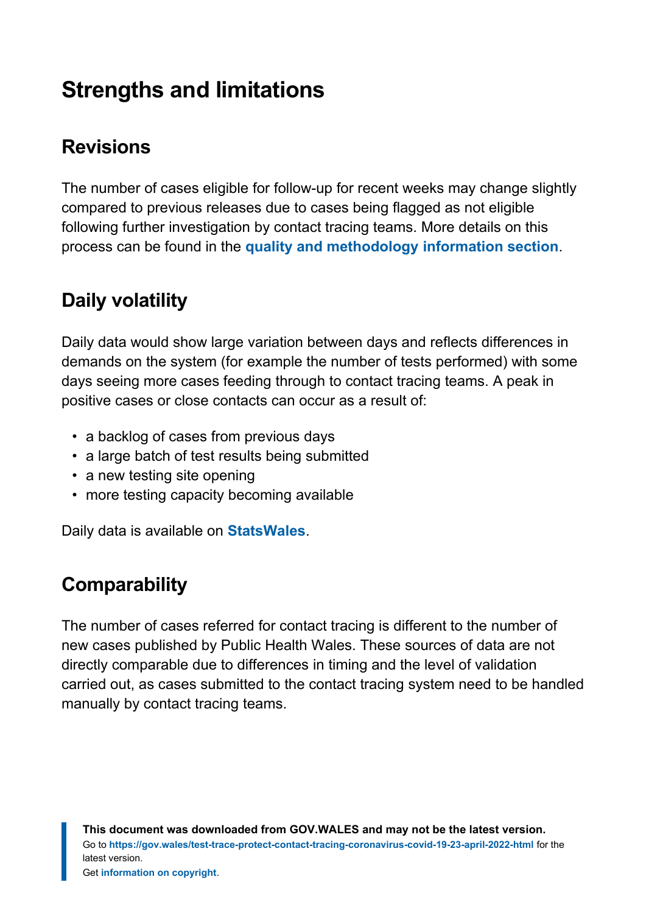# Strengths and limitations

## Revisions

The number of cases eligible for follow-up for recent weeks may change slightly compared to previous releases due to cases being flagged as not eligible following further investigation by contact tracing teams. More details on this process can be found in the **quality and methodology information section**.

## Daily volatility

Daily data would show large variation between days and reflects differences in demands on the system (for example the number of tests performed) with some days seeing more cases feeding through to contact tracing teams. A peak in positive cases or close contacts can occur as a result of:

- a backlog of cases from previous days
- a large batch of test results being submitted
- a new testing site opening
- more testing capacity becoming available

Daily data is available on **StatsWales**.

## Comparability

The number of cases referred for contact tracing is different to the number of new cases published by Public Health Wales. These sources of data are not directly comparable due to differences in timing and the level of validation carried out, as cases submitted to the contact tracing system need to be handled manually by contact tracing teams.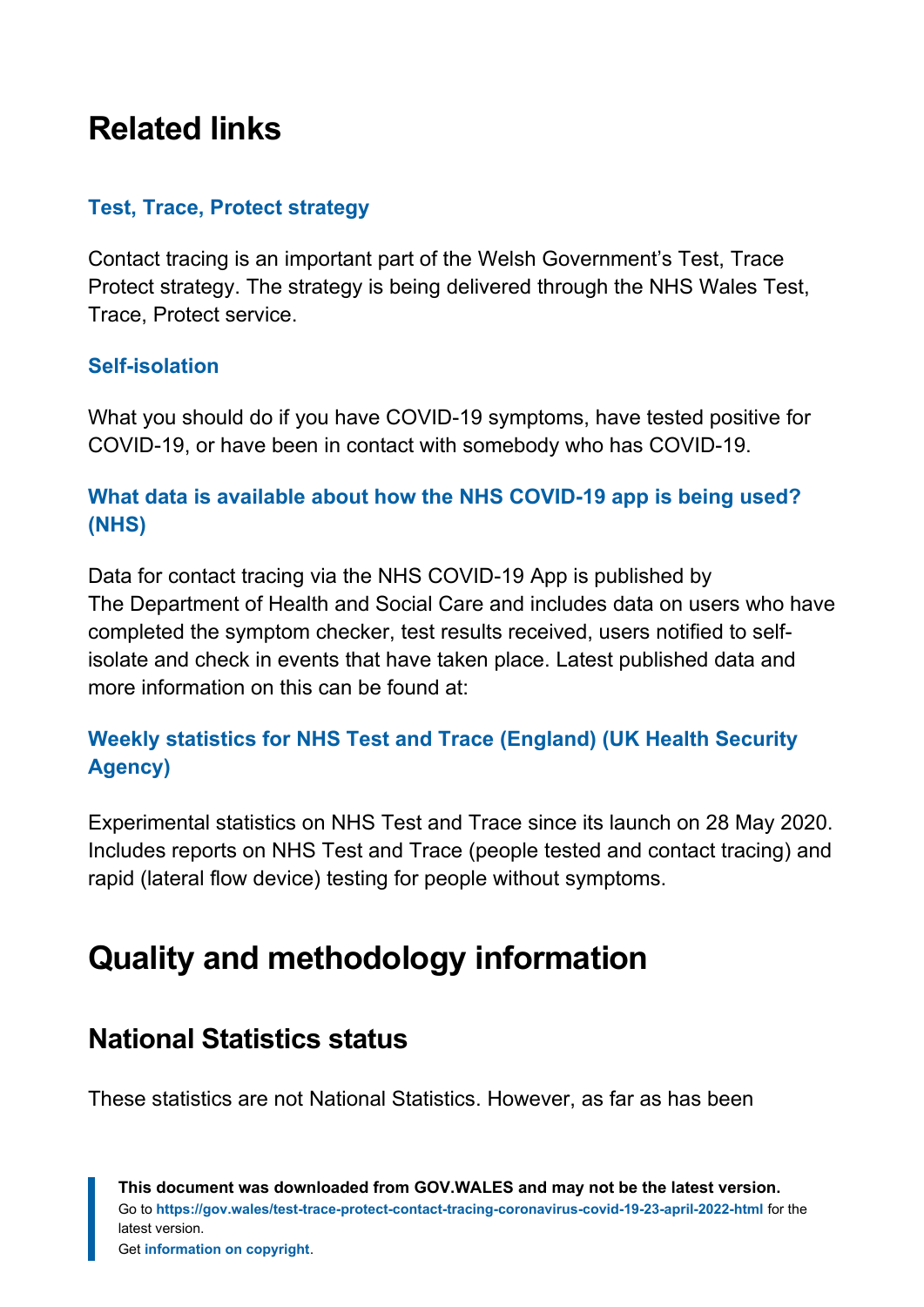## Related links

### Test, Trace, Protect strategy

Contact tracing is an important part of the Welsh Government's Test, Trace Protect strategy. The strategy is being delivered through the NHS Wales Test, Trace, Protect service.

### Self-isolation

What you should do if you have COVID-19 symptoms, have tested positive for COVID-19, or have been in contact with somebody who has COVID-19.

### What data is available about how the NHS COVID-19 app is being used? (NHS)

Data for contact tracing via the NHS COVID-19 App is published by The Department of Health and Social Care and includes data on users who have completed the symptom checker, test results received, users notified to self-isolate and check in events that have taken place. Latest published data and more information on this can be found at:

### Weekly statistics for NHS Test and Trace (England) (UK Health Security Agency)

Experimental statistics on NHS Test and Trace since its launch on 28 May 2020. Includes reports on NHS Test and Trace (people tested and contact tracing) and rapid (lateral flow device) testing for people without symptoms.

## Quality and methodology information

### National Statistics status

These statistics are not National Statistics. However, as far as has been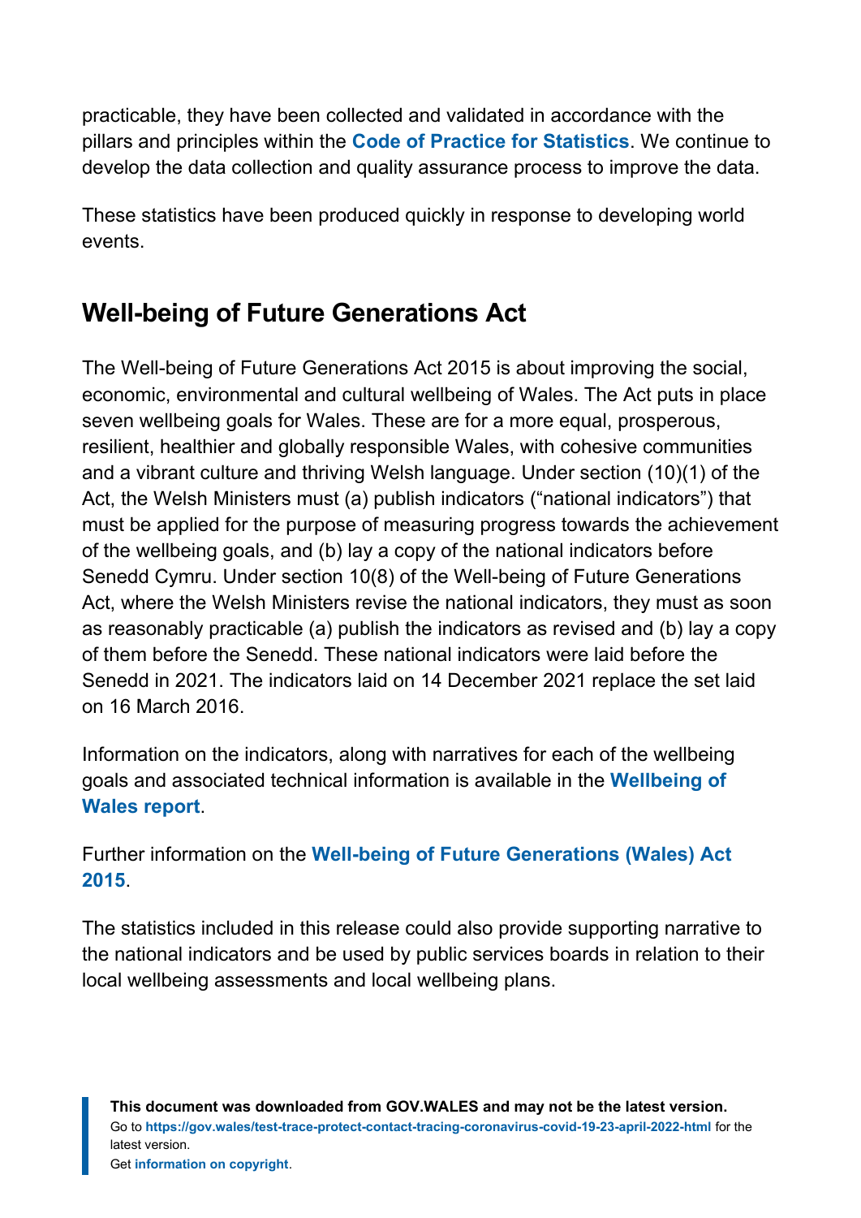practicable, they have been collected and validated in accordance with the pillars and principles within the **Code of Practice for Statistics**. We continue to develop the data collection and quality assurance process to improve the data.

These statistics have been produced quickly in response to developing world events.

## Well-being of Future Generations Act

The Well-being of Future Generations Act 2015 is about improving the social, economic, environmental and cultural wellbeing of Wales. The Act puts in place seven wellbeing goals for Wales. These are for a more equal, prosperous, resilient, healthier and globally responsible Wales, with cohesive communities and a vibrant culture and thriving Welsh language. Under section (10)(1) of the Act, the Welsh Ministers must (a) publish indicators ("national indicators") that must be applied for the purpose of measuring progress towards the achievement of the wellbeing goals, and (b) lay a copy of the national indicators before Senedd Cymru. Under section 10(8) of the Well-being of Future Generations Act, where the Welsh Ministers revise the national indicators, they must as soon as reasonably practicable (a) publish the indicators as revised and (b) lay a copy of them before the Senedd. These national indicators were laid before the Senedd in 2021. The indicators laid on 14 December 2021 replace the set laid on 16 March 2016.

Information on the indicators, along with narratives for each of the wellbeing goals and associated technical information is available in the **Wellbeing of Wales report**.

Further information on the **Well-being of Future Generations (Wales) Act 2015**.

The statistics included in this release could also provide supporting narrative to the national indicators and be used by public services boards in relation to their local wellbeing assessments and local wellbeing plans.

**This document was downloaded from GOV.WALES and may not be the latest version.**
Go to **https://gov.wales/test-trace-protect-contact-tracing-coronavirus-covid-19-23-april-2022-html** for the latest version.
Get **information on copyright**.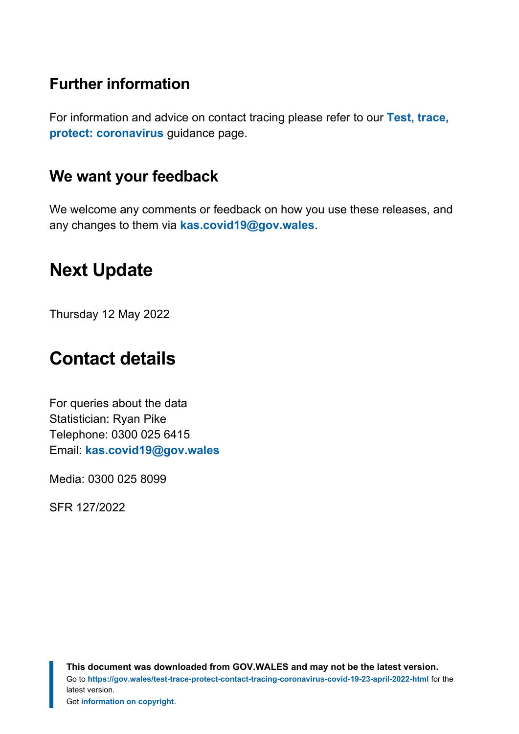### Further information

For information and advice on contact tracing please refer to our **Test, trace, protect: coronavirus** guidance page.

### We want your feedback

We welcome any comments or feedback on how you use these releases, and any changes to them via **kas.covid19@gov.wales**.

## Next Update

Thursday 12 May 2022

## Contact details

For queries about the data
Statistician: Ryan Pike
Telephone: 0300 025 6415
Email: **kas.covid19@gov.wales**

Media: 0300 025 8099

SFR 127/2022

**This document was downloaded from GOV.WALES and may not be the latest version.**
Go to **https://gov.wales/test-trace-protect-contact-tracing-coronavirus-covid-19-23-april-2022-html** for the latest version.
Get **information on copyright**.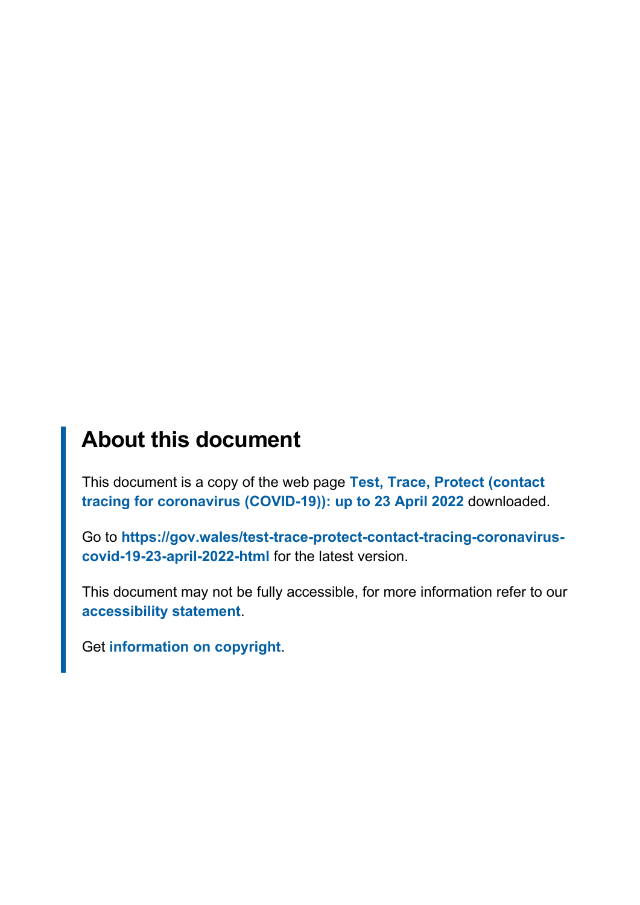## About this document

This document is a copy of the web page **Test, Trace, Protect (contact tracing for coronavirus (COVID-19)): up to 23 April 2022** downloaded.

Go to **https://gov.wales/test-trace-protect-contact-tracing-coronavirus-covid-19-23-april-2022-html** for the latest version.

This document may not be fully accessible, for more information refer to our **accessibility statement**.

Get **information on copyright**.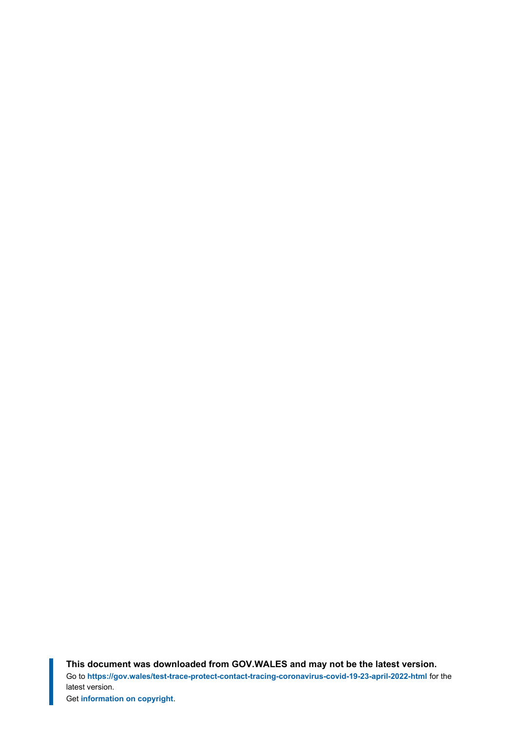**This document was downloaded from GOV.WALES and may not be the latest version.**

Go to **https://gov.wales/test-trace-protect-contact-tracing-coronavirus-covid-19-23-april-2022-html** for the latest version.

Get **information on copyright**.